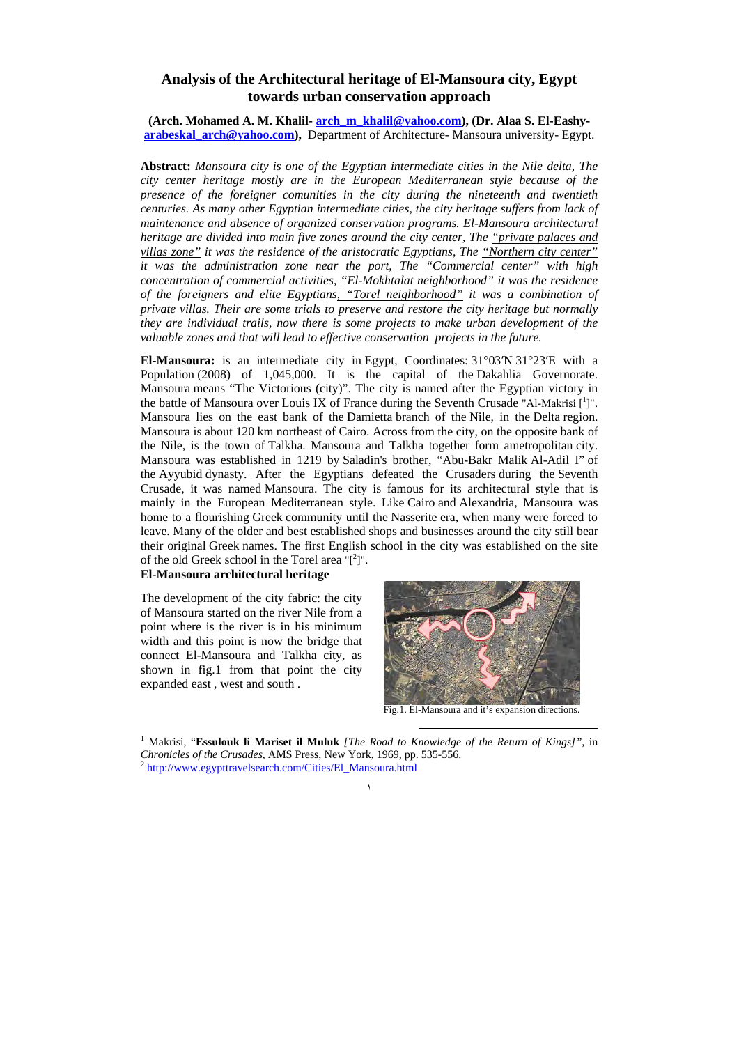# Analysis of the Architectural heritage of El-Mansoura city, Egypt towards urban conservation approach

**(Arch. Mohamed A. M. Khalil- arch_m_khalil@yahoo.com), (Dr. Alaa S. El-Eashy- arabeskal_arch@yahoo.com),** Department of Architecture- Mansoura university- Egypt.

**Abstract:** *Mansoura city is one of the Egyptian intermediate cities in the Nile delta, The city center heritage mostly are in the European Mediterranean style because of the presence of the foreigner comunities in the city during the nineteenth and twentieth centuries. As many other Egyptian intermediate cities, the city heritage suffers from lack of maintenance and absence of organized conservation programs. El-Mansoura architectural heritage are divided into main five zones around the city center, The "private palaces and villas zone" it was the residence of the aristocratic Egyptians, The "Northern city center" it was the administration zone near the port, The "Commercial center" with high concentration of commercial activities, "El-Mokhtalat neighborhood" it was the residence of the foreigners and elite Egyptians, "Torel neighborhood" it was a combination of private villas. Their are some trials to preserve and restore the city heritage but normally they are individual trails, now there is some projects to make urban development of the valuable zones and that will lead to effective conservation projects in the future.*

**El-Mansoura:** is an intermediate city in Egypt, Coordinates: 31°03′N 31°23′E with a Population (2008) of 1,045,000. It is the capital of the Dakahlia Governorate. Mansoura means "The Victorious (city)". The city is named after the Egyptian victory in the battle of Mansoura over Louis IX of France during the Seventh Crusade "Al-Makrisi [1]". Mansoura lies on the east bank of the Damietta branch of the Nile, in the Delta region. Mansoura is about 120 km northeast of Cairo. Across from the city, on the opposite bank of the Nile, is the town of Talkha. Mansoura and Talkha together form ametropolitan city. Mansoura was established in 1219 by Saladin's brother, "Abu-Bakr Malik Al-Adil I" of the Ayyubid dynasty. After the Egyptians defeated the Crusaders during the Seventh Crusade, it was named Mansoura. The city is famous for its architectural style that is mainly in the European Mediterranean style. Like Cairo and Alexandria, Mansoura was home to a flourishing Greek community until the Nasserite era, when many were forced to leave. Many of the older and best established shops and businesses around the city still bear their original Greek names. The first English school in the city was established on the site of the old Greek school in the Torel area "[2]".

## El-Mansoura architectural heritage

The development of the city fabric: the city of Mansoura started on the river Nile from a point where is the river is in his minimum width and this point is now the bridge that connect El-Mansoura and Talkha city, as shown in fig.1 from that point the city expanded east , west and south .

Fig.1. El-Mansoura and it's expansion directions.

---

[1] Makrisi, "**Essulouk li Mariset il Muluk** *[The Road to Knowledge of the Return of Kings]"*, in *Chronicles of the Crusades,* AMS Press, New York, 1969, pp. 535-556.

[2] http://www.egypttravelsearch.com/Cities/El_Mansoura.html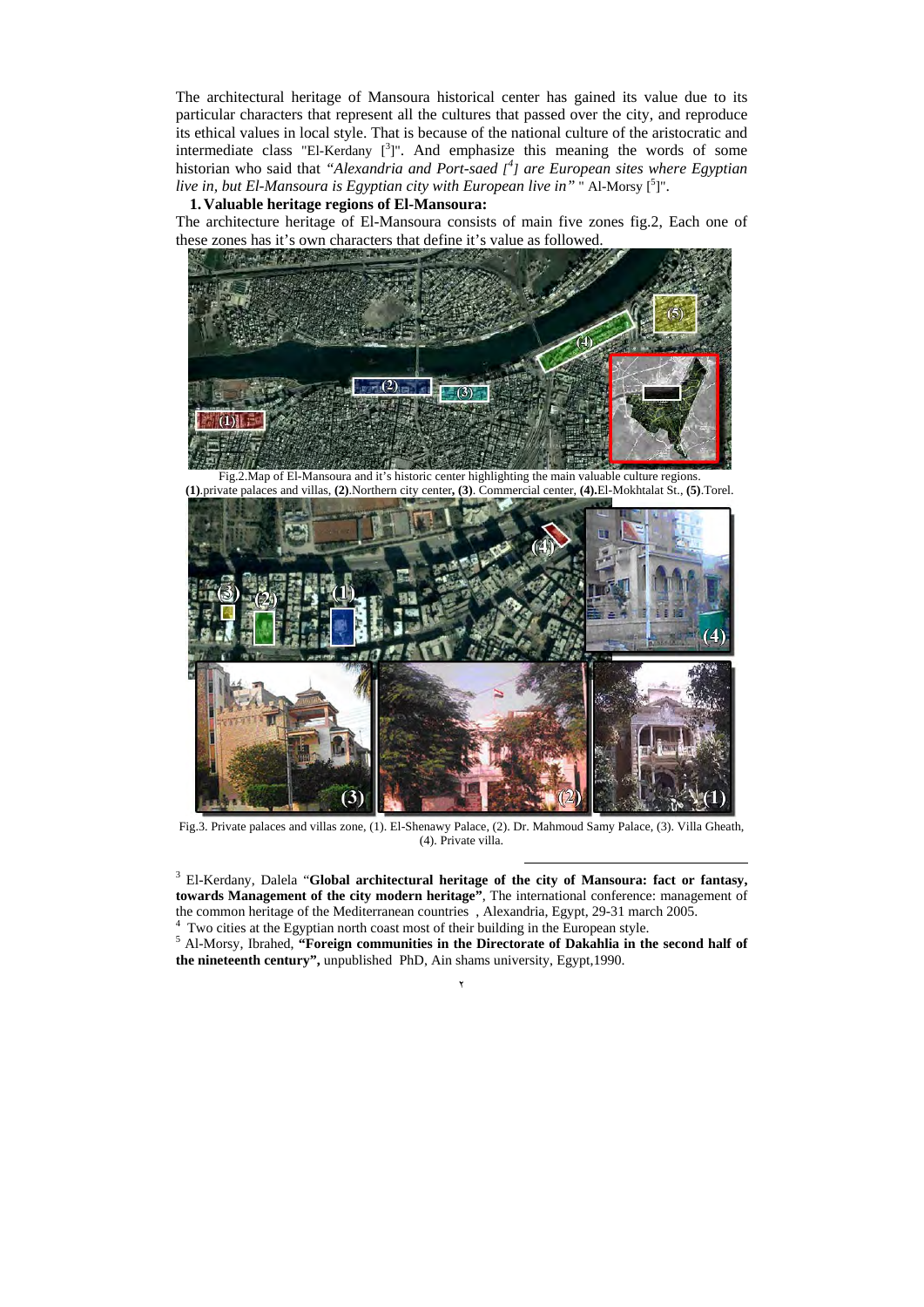The architectural heritage of Mansoura historical center has gained its value due to its particular characters that represent all the cultures that passed over the city, and reproduce its ethical values in local style. That is because of the national culture of the aristocratic and intermediate class "El-Kerdany [[3]]". And emphasize this meaning the words of some historian who said that *"Alexandria and Port-saed [[4]] are European sites where Egyptian live in, but El-Mansoura is Egyptian city with European live in"* " Al-Morsy [[5]]".

## 1. Valuable heritage regions of El-Mansoura:

The architecture heritage of El-Mansoura consists of main five zones fig.2, Each one of these zones has it's own characters that define it's value as followed.

Fig.2.Map of El-Mansoura and it's historic center highlighting the main valuable culture regions. **(1)**.private palaces and villas, **(2)**.Northern city center**, (3)**. Commercial center, **(4).**El-Mokhtalat St., **(5)**.Torel.

Fig.3. Private palaces and villas zone, (1). El-Shenawy Palace, (2). Dr. Mahmoud Samy Palace, (3). Villa Gheath, (4). Private villa.

---

[3] El-Kerdany, Dalela "**Global architectural heritage of the city of Mansoura: fact or fantasy, towards Management of the city modern heritage"**, The international conference: management of the common heritage of the Mediterranean countries , Alexandria, Egypt, 29-31 march 2005.

[4] Two cities at the Egyptian north coast most of their building in the European style.

[5] Al-Morsy, Ibrahed, **"Foreign communities in the Directorate of Dakahlia in the second half of the nineteenth century",** unpublished PhD, Ain shams university, Egypt,1990.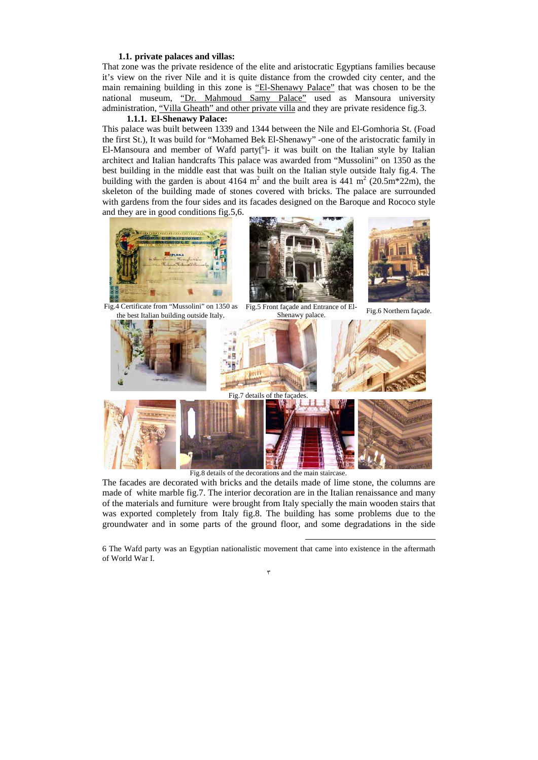### 1.1. private palaces and villas:

That zone was the private residence of the elite and aristocratic Egyptians families because it's view on the river Nile and it is quite distance from the crowded city center, and the main remaining building in this zone is "El-Shenawy Palace" that was chosen to be the national museum, "Dr. Mahmoud Samy Palace" used as Mansoura university administration, "Villa Gheath" and other private villa and they are private residence fig.3.

#### 1.1.1. El-Shenawy Palace:

This palace was built between 1339 and 1344 between the Nile and El-Gomhoria St. (Foad the first St.), It was build for "Mohamed Bek El-Shenawy" -one of the aristocratic family in El-Mansoura and member of Wafd party[6]- it was built on the Italian style by Italian architect and Italian handcrafts This palace was awarded from "Mussolini" on 1350 as the best building in the middle east that was built on the Italian style outside Italy fig.4. The building with the garden is about 4164 $m^2$ and the built area is 441 $m^2$ (20.5m*22m), the skeleton of the building made of stones covered with bricks. The palace are surrounded with gardens from the four sides and its facades designed on the Baroque and Rococo style and they are in good conditions fig.5,6.

Fig.4 Certificate from "Mussolini" on 1350 as the best Italian building outside Italy.

Fig.5 Front façade and Entrance of El-Shenawy palace.

Fig.6 Northern façade.

Fig.7 details of the façades.

Fig.8 details of the decorations and the main staircase.

The facades are decorated with bricks and the details made of lime stone, the columns are made of white marble fig.7. The interior decoration are in the Italian renaissance and many of the materials and furniture were brought from Italy specially the main wooden stairs that was exported completely from Italy fig.8. The building has some problems due to the groundwater and in some parts of the ground floor, and some degradations in the side

---

6 The Wafd party was an Egyptian nationalistic movement that came into existence in the aftermath of World War I.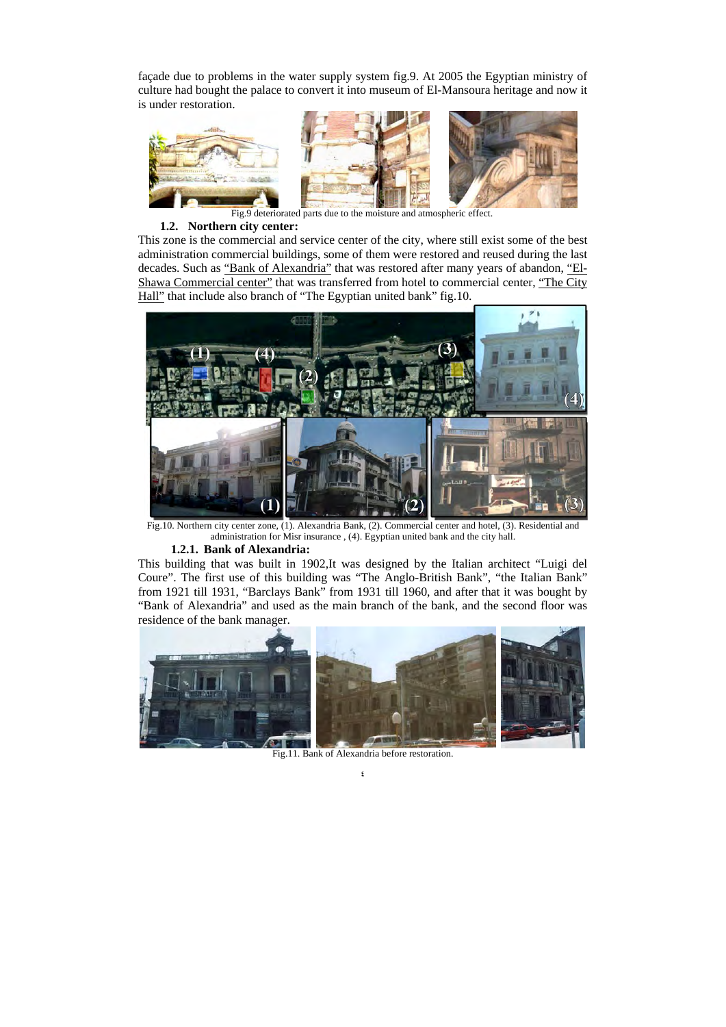façade due to problems in the water supply system fig.9. At 2005 the Egyptian ministry of culture had bought the palace to convert it into museum of El-Mansoura heritage and now it is under restoration.

Fig.9 deteriorated parts due to the moisture and atmospheric effect.

### 1.2. Northern city center:

This zone is the commercial and service center of the city, where still exist some of the best administration commercial buildings, some of them were restored and reused during the last decades. Such as "Bank of Alexandria" that was restored after many years of abandon, "El-Shawa Commercial center" that was transferred from hotel to commercial center, "The City Hall" that include also branch of "The Egyptian united bank" fig.10.

Fig.10. Northern city center zone, (1). Alexandria Bank, (2). Commercial center and hotel, (3). Residential and administration for Misr insurance , (4). Egyptian united bank and the city hall.

#### 1.2.1. Bank of Alexandria:

This building that was built in 1902,It was designed by the Italian architect "Luigi del Coure". The first use of this building was "The Anglo-British Bank", "the Italian Bank" from 1921 till 1931, "Barclays Bank" from 1931 till 1960, and after that it was bought by "Bank of Alexandria" and used as the main branch of the bank, and the second floor was residence of the bank manager.

Fig.11. Bank of Alexandria before restoration.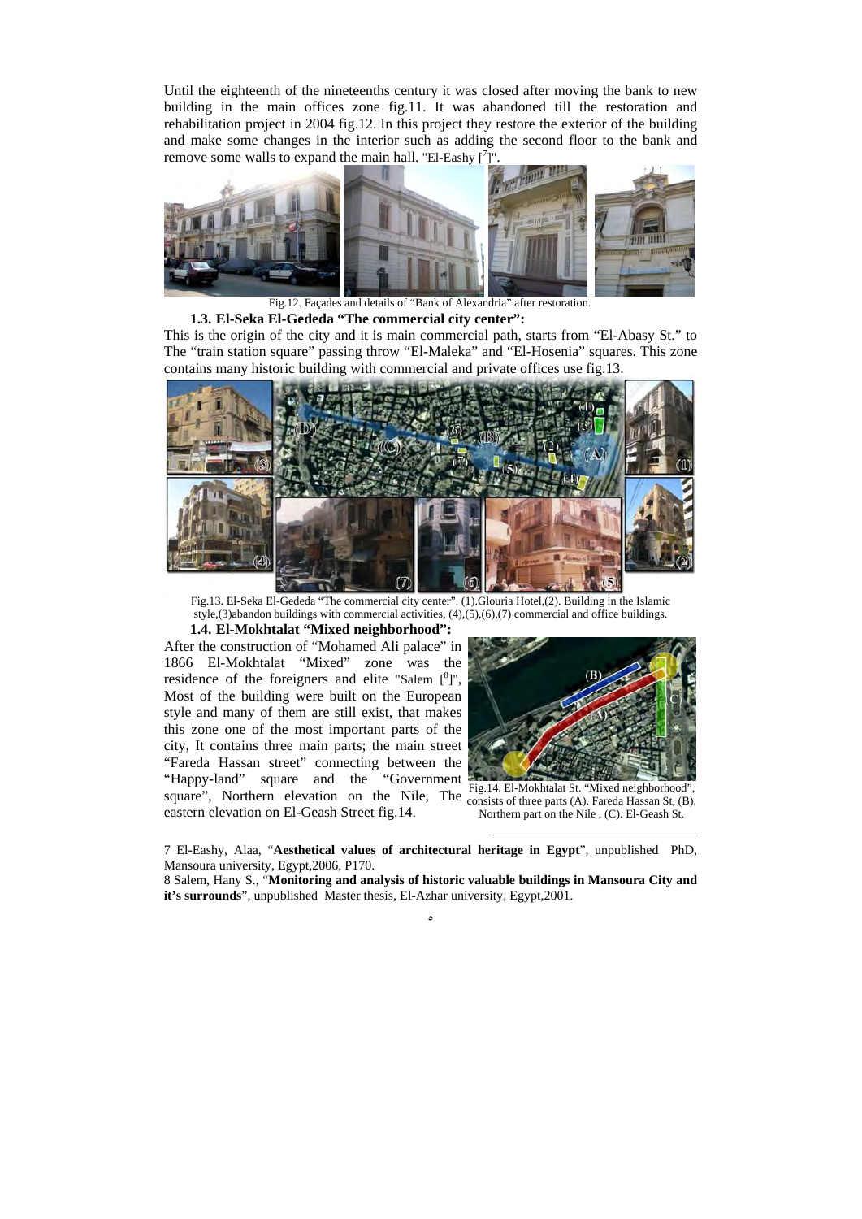Until the eighteenth of the nineteenths century it was closed after moving the bank to new building in the main offices zone fig.11. It was abandoned till the restoration and rehabilitation project in 2004 fig.12. In this project they restore the exterior of the building and make some changes in the interior such as adding the second floor to the bank and remove some walls to expand the main hall. "El-Eashy [7]".

Fig.12. Façades and details of "Bank of Alexandria" after restoration.

### 1.3. El-Seka El-Gededa "The commercial city center":

This is the origin of the city and it is main commercial path, starts from "El-Abasy St." to The "train station square" passing throw "El-Maleka" and "El-Hosenia" squares. This zone contains many historic building with commercial and private offices use fig.13.

Fig.13. El-Seka El-Gededa "The commercial city center". (1).Glouria Hotel,(2). Building in the Islamic style,(3)abandon buildings with commercial activities, (4),(5),(6),(7) commercial and office buildings.

### 1.4. El-Mokhtalat "Mixed neighborhood":

After the construction of "Mohamed Ali palace" in 1866 El-Mokhtalat "Mixed" zone was the residence of the foreigners and elite "Salem [8]", Most of the building were built on the European style and many of them are still exist, that makes this zone one of the most important parts of the city, It contains three main parts; the main street "Fareda Hassan street" connecting between the "Happy-land" square and the "Government square", Northern elevation on the Nile, The eastern elevation on El-Geash Street fig.14.

Fig.14. El-Mokhtalat St. "Mixed neighborhood", consists of three parts (A). Fareda Hassan St, (B). Northern part on the Nile , (C). El-Geash St.

---

7 El-Eashy, Alaa, "**Aesthetical values of architectural heritage in Egypt**", unpublished PhD, Mansoura university, Egypt,2006, P170.

8 Salem, Hany S., "**Monitoring and analysis of historic valuable buildings in Mansoura City and it's surrounds**", unpublished Master thesis, El-Azhar university, Egypt,2001.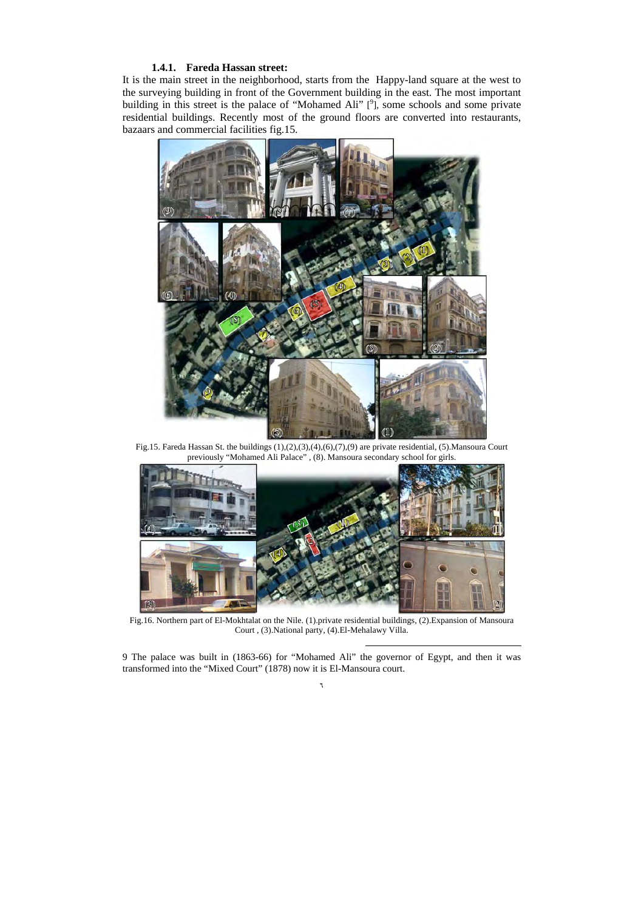### 1.4.1. Fareda Hassan street:

It is the main street in the neighborhood, starts from the Happy-land square at the west to the surveying building in front of the Government building in the east. The most important building in this street is the palace of "Mohamed Ali" [9], some schools and some private residential buildings. Recently most of the ground floors are converted into restaurants, bazaars and commercial facilities fig.15.

Fig.15. Fareda Hassan St. the buildings (1),(2),(3),(4),(6),(7),(9) are private residential, (5).Mansoura Court previously "Mohamed Ali Palace" , (8). Mansoura secondary school for girls.

Fig.16. Northern part of El-Mokhtalat on the Nile. (1).private residential buildings, (2).Expansion of Mansoura Court , (3).National party, (4).El-Mehalawy Villa.

9 The palace was built in (1863-66) for "Mohamed Ali" the governor of Egypt, and then it was transformed into the "Mixed Court" (1878) now it is El-Mansoura court.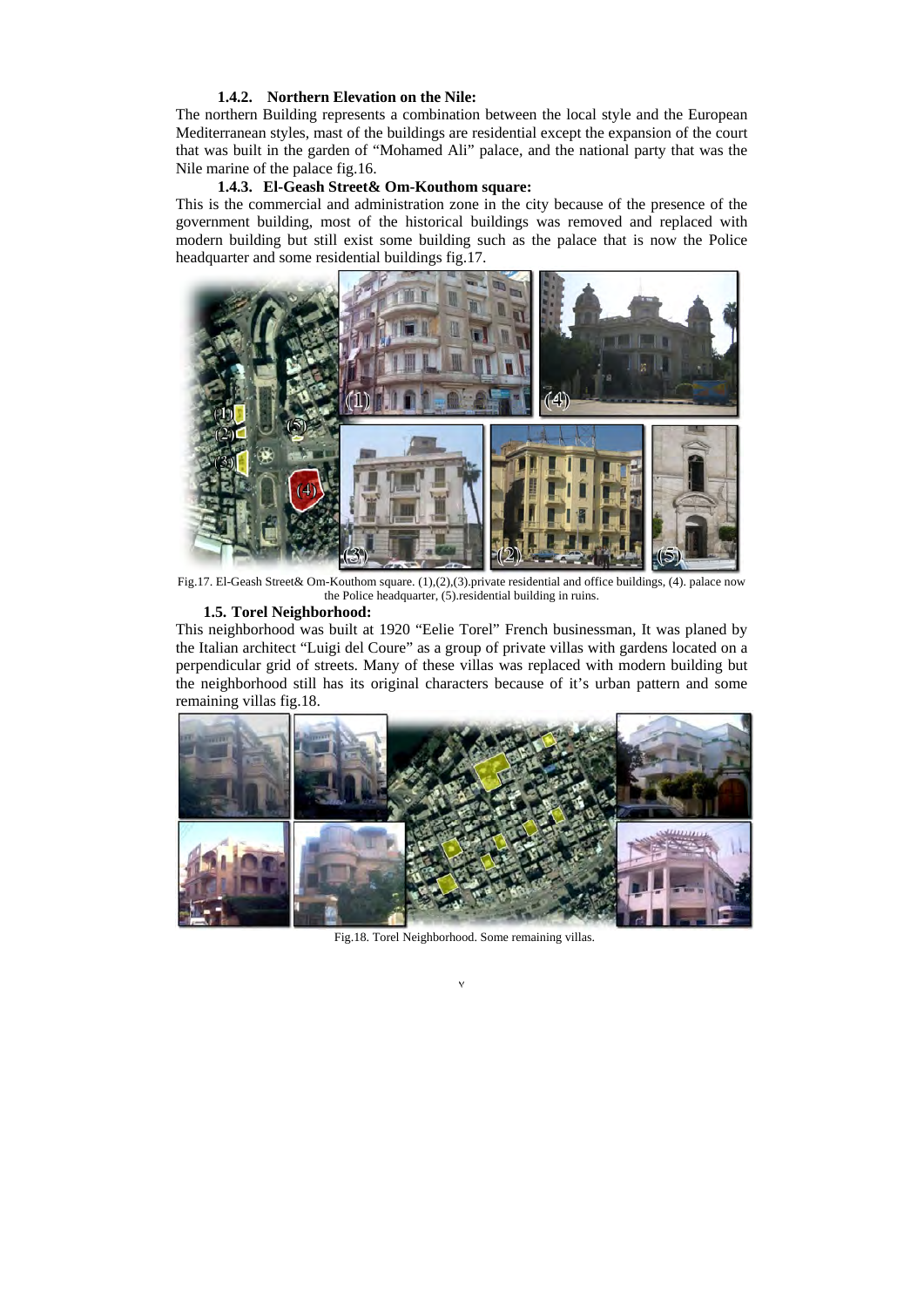#### 1.4.2. Northern Elevation on the Nile:

The northern Building represents a combination between the local style and the European Mediterranean styles, mast of the buildings are residential except the expansion of the court that was built in the garden of "Mohamed Ali" palace, and the national party that was the Nile marine of the palace fig.16.

#### 1.4.3. El-Geash Street& Om-Kouthom square:

This is the commercial and administration zone in the city because of the presence of the government building, most of the historical buildings was removed and replaced with modern building but still exist some building such as the palace that is now the Police headquarter and some residential buildings fig.17.

Fig.17. El-Geash Street& Om-Kouthom square. (1),(2),(3).private residential and office buildings, (4). palace now the Police headquarter, (5).residential building in ruins.

### 1.5. Torel Neighborhood:

This neighborhood was built at 1920 "Eelie Torel" French businessman, It was planed by the Italian architect "Luigi del Coure" as a group of private villas with gardens located on a perpendicular grid of streets. Many of these villas was replaced with modern building but the neighborhood still has its original characters because of it's urban pattern and some remaining villas fig.18.

Fig.18. Torel Neighborhood. Some remaining villas.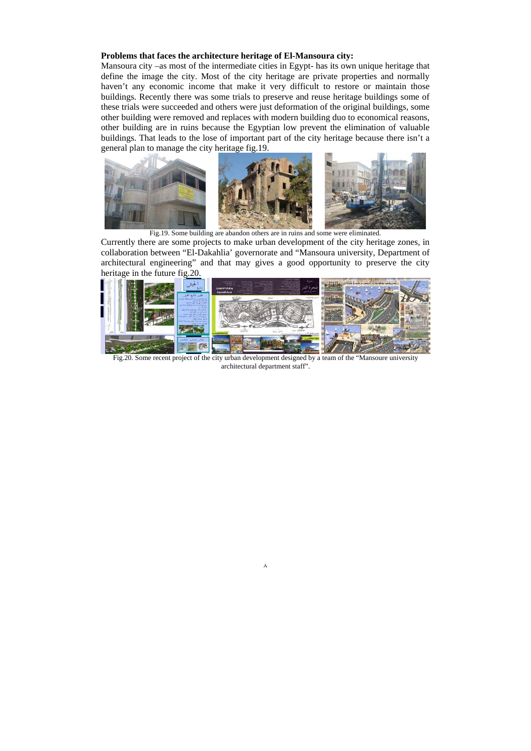**Problems that faces the architecture heritage of El-Mansoura city:**

Mansoura city –as most of the intermediate cities in Egypt- has its own unique heritage that define the image the city. Most of the city heritage are private properties and normally haven't any economic income that make it very difficult to restore or maintain those buildings. Recently there was some trials to preserve and reuse heritage buildings some of these trials were succeeded and others were just deformation of the original buildings, some other building were removed and replaces with modern building duo to economical reasons, other building are in ruins because the Egyptian low prevent the elimination of valuable buildings. That leads to the lose of important part of the city heritage because there isn't a general plan to manage the city heritage fig.19.

Fig.19. Some building are abandon others are in ruins and some were eliminated.

Currently there are some projects to make urban development of the city heritage zones, in collaboration between "El-Dakahlia' governorate and "Mansoura university, Department of architectural engineering" and that may gives a good opportunity to preserve the city heritage in the future fig.20.

Fig.20. Some recent project of the city urban development designed by a team of the "Mansoure university architectural department staff".